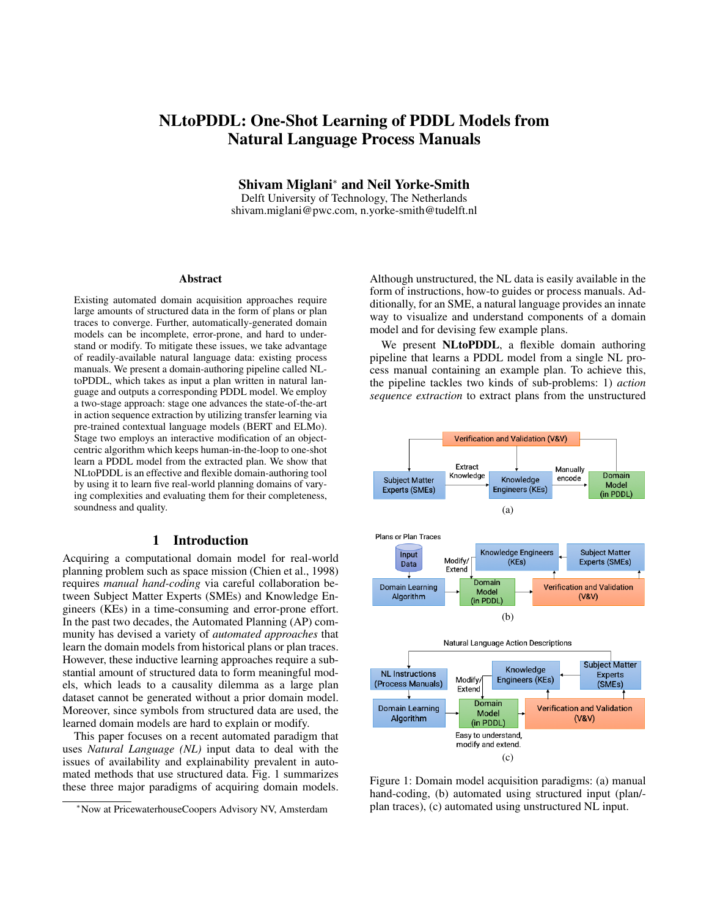# NLtoPDDL: One-Shot Learning of PDDL Models from Natural Language Process Manuals

**Shivam Miglani*** **and Neil Yorke-Smith**

Delft University of Technology, The Netherlands
shivam.miglani@pwc.com, n.yorke-smith@tudelft.nl

## Abstract

Existing automated domain acquisition approaches require large amounts of structured data in the form of plans or plan traces to converge. Further, automatically-generated domain models can be incomplete, error-prone, and hard to understand or modify. To mitigate these issues, we take advantage of readily-available natural language data: existing process manuals. We present a domain-authoring pipeline called NLtoPDDL, which takes as input a plan written in natural language and outputs a corresponding PDDL model. We employ a two-stage approach: stage one advances the state-of-the-art in action sequence extraction by utilizing transfer learning via pre-trained contextual language models (BERT and ELMo). Stage two employs an interactive modification of an object-centric algorithm which keeps human-in-the-loop to one-shot learn a PDDL model from the extracted plan. We show that NLtoPDDL is an effective and flexible domain-authoring tool by using it to learn five real-world planning domains of varying complexities and evaluating them for their completeness, soundness and quality.

## 1 Introduction

Acquiring a computational domain model for real-world planning problem such as space mission (Chien et al., 1998) requires *manual hand-coding* via careful collaboration between Subject Matter Experts (SMEs) and Knowledge Engineers (KEs) in a time-consuming and error-prone effort. In the past two decades, the Automated Planning (AP) community has devised a variety of *automated approaches* that learn the domain models from historical plans or plan traces. However, these inductive learning approaches require a substantial amount of structured data to form meaningful models, which leads to a causality dilemma as a large plan dataset cannot be generated without a prior domain model. Moreover, since symbols from structured data are used, the learned domain models are hard to explain or modify.

This paper focuses on a recent automated paradigm that uses *Natural Language (NL)* input data to deal with the issues of availability and explainability prevalent in automated methods that use structured data. Fig. 1 summarizes these three major paradigms of acquiring domain models. Although unstructured, the NL data is easily available in the form of instructions, how-to guides or process manuals. Additionally, for an SME, a natural language provides an innate way to visualize and understand components of a domain model and for devising few example plans.

We present **NLtoPDDL**, a flexible domain authoring pipeline that learns a PDDL model from a single NL process manual containing an example plan. To achieve this, the pipeline tackles two kinds of sub-problems: 1) *action sequence extraction* to extract plans from the unstructured

Figure 1: Domain model acquisition paradigms: (a) manual hand-coding, (b) automated using structured input (plan/-plan traces), (c) automated using unstructured NL input.

---

[*] Now at PricewaterhouseCoopers Advisory NV, Amsterdam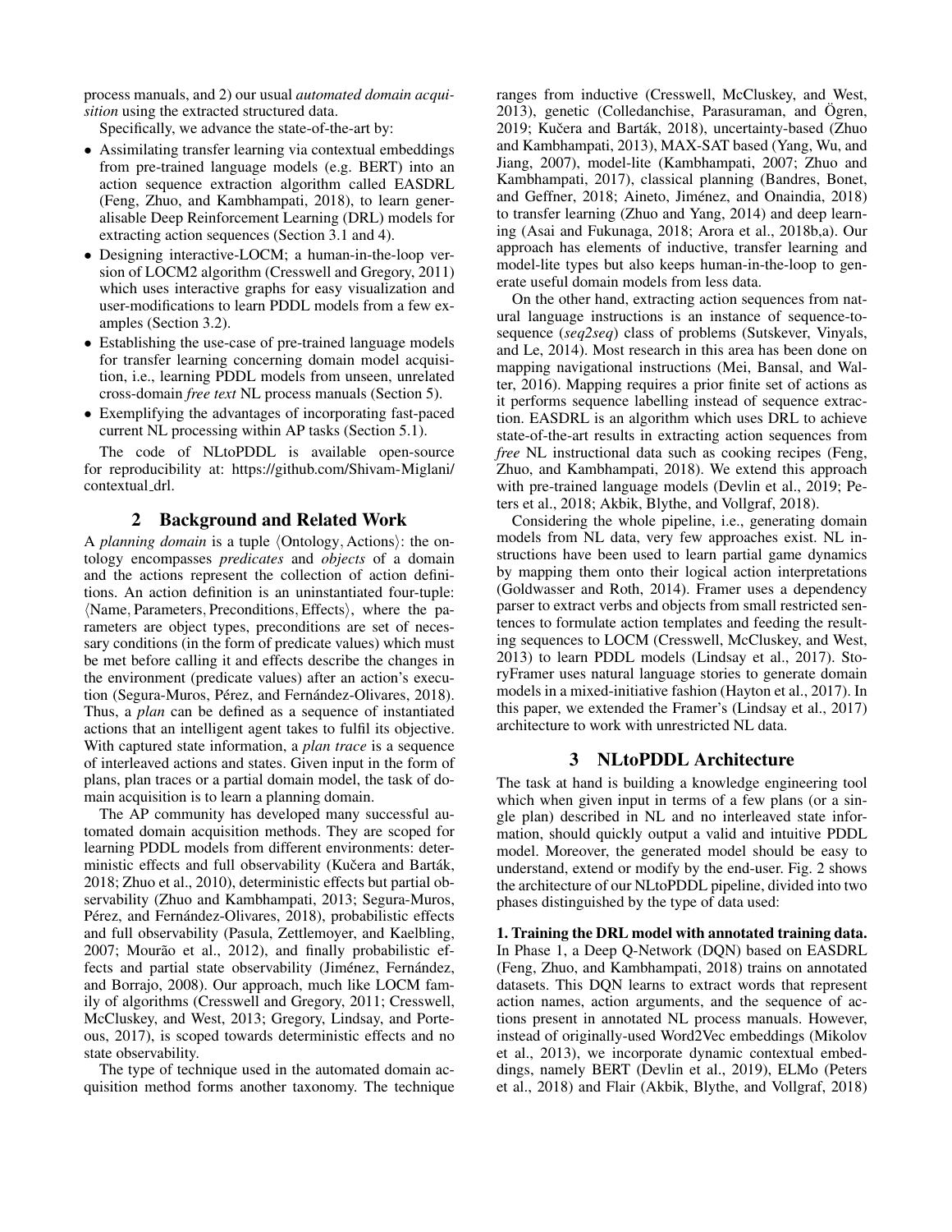process manuals, and 2) our usual *automated domain acquisition* using the extracted structured data.

Specifically, we advance the state-of-the-art by:

- Assimilating transfer learning via contextual embeddings from pre-trained language models (e.g. BERT) into an action sequence extraction algorithm called EASDRL (Feng, Zhuo, and Kambhampati, 2018), to learn generalisable Deep Reinforcement Learning (DRL) models for extracting action sequences (Section 3.1 and 4).
- Designing interactive-LOCM; a human-in-the-loop version of LOCM2 algorithm (Cresswell and Gregory, 2011) which uses interactive graphs for easy visualization and user-modifications to learn PDDL models from a few examples (Section 3.2).
- Establishing the use-case of pre-trained language models for transfer learning concerning domain model acquisition, i.e., learning PDDL models from unseen, unrelated cross-domain *free text* NL process manuals (Section 5).
- Exemplifying the advantages of incorporating fast-paced current NL processing within AP tasks (Section 5.1).

The code of NLtoPDDL is available open-source for reproducibility at: https://github.com/Shivam-Miglani/contextual_drl.

## 2 Background and Related Work

A *planning domain* is a tuple $\langle \text{Ontology}, \text{Actions} \rangle$: the ontology encompasses *predicates* and *objects* of a domain and the actions represent the collection of action definitions. An action definition is an uninstantiated four-tuple: $\langle \text{Name}, \text{Parameters}, \text{Preconditions}, \text{Effects} \rangle$, where the parameters are object types, preconditions are set of necessary conditions (in the form of predicate values) which must be met before calling it and effects describe the changes in the environment (predicate values) after an action's execution (Segura-Muros, Pérez, and Fernández-Olivares, 2018). Thus, a *plan* can be defined as a sequence of instantiated actions that an intelligent agent takes to fulfil its objective. With captured state information, a *plan trace* is a sequence of interleaved actions and states. Given input in the form of plans, plan traces or a partial domain model, the task of domain acquisition is to learn a planning domain.

The AP community has developed many successful automated domain acquisition methods. They are scoped for learning PDDL models from different environments: deterministic effects and full observability (Kučera and Barták, 2018; Zhuo et al., 2010), deterministic effects but partial observability (Zhuo and Kambhampati, 2013; Segura-Muros, Pérez, and Fernández-Olivares, 2018), probabilistic effects and full observability (Pasula, Zettlemoyer, and Kaelbling, 2007; Mourão et al., 2012), and finally probabilistic effects and partial state observability (Jiménez, Fernández, and Borrajo, 2008). Our approach, much like LOCM family of algorithms (Cresswell and Gregory, 2011; Cresswell, McCluskey, and West, 2013; Gregory, Lindsay, and Porteous, 2017), is scoped towards deterministic effects and no state observability.

The type of technique used in the automated domain acquisition method forms another taxonomy. The technique ranges from inductive (Cresswell, McCluskey, and West, 2013), genetic (Colledanchise, Parasuraman, and Ögren, 2019; Kučera and Barták, 2018), uncertainty-based (Zhuo and Kambhampati, 2013), MAX-SAT based (Yang, Wu, and Jiang, 2007), model-lite (Kambhampati, 2007; Zhuo and Kambhampati, 2017), classical planning (Bandres, Bonet, and Geffner, 2018; Aineto, Jiménez, and Onaindia, 2018) to transfer learning (Zhuo and Yang, 2014) and deep learning (Asai and Fukunaga, 2018; Arora et al., 2018b,a). Our approach has elements of inductive, transfer learning and model-lite types but also keeps human-in-the-loop to generate useful domain models from less data.

On the other hand, extracting action sequences from natural language instructions is an instance of sequence-to-sequence (*seq2seq*) class of problems (Sutskever, Vinyals, and Le, 2014). Most research in this area has been done on mapping navigational instructions (Mei, Bansal, and Walter, 2016). Mapping requires a prior finite set of actions as it performs sequence labelling instead of sequence extraction. EASDRL is an algorithm which uses DRL to achieve state-of-the-art results in extracting action sequences from *free* NL instructional data such as cooking recipes (Feng, Zhuo, and Kambhampati, 2018). We extend this approach with pre-trained language models (Devlin et al., 2019; Peters et al., 2018; Akbik, Blythe, and Vollgraf, 2018).

Considering the whole pipeline, i.e., generating domain models from NL data, very few approaches exist. NL instructions have been used to learn partial game dynamics by mapping them onto their logical action interpretations (Goldwasser and Roth, 2014). Framer uses a dependency parser to extract verbs and objects from small restricted sentences to formulate action templates and feeding the resulting sequences to LOCM (Cresswell, McCluskey, and West, 2013) to learn PDDL models (Lindsay et al., 2017). StoryFramer uses natural language stories to generate domain models in a mixed-initiative fashion (Hayton et al., 2017). In this paper, we extended the Framer's (Lindsay et al., 2017) architecture to work with unrestricted NL data.

## 3 NLtoPDDL Architecture

The task at hand is building a knowledge engineering tool which when given input in terms of a few plans (or a single plan) described in NL and no interleaved state information, should quickly output a valid and intuitive PDDL model. Moreover, the generated model should be easy to understand, extend or modify by the end-user. Fig. 2 shows the architecture of our NLtoPDDL pipeline, divided into two phases distinguished by the type of data used:

**1. Training the DRL model with annotated training data.** In Phase 1, a Deep Q-Network (DQN) based on EASDRL (Feng, Zhuo, and Kambhampati, 2018) trains on annotated datasets. This DQN learns to extract words that represent action names, action arguments, and the sequence of actions present in annotated NL process manuals. However, instead of originally-used Word2Vec embeddings (Mikolov et al., 2013), we incorporate dynamic contextual embeddings, namely BERT (Devlin et al., 2019), ELMo (Peters et al., 2018) and Flair (Akbik, Blythe, and Vollgraf, 2018)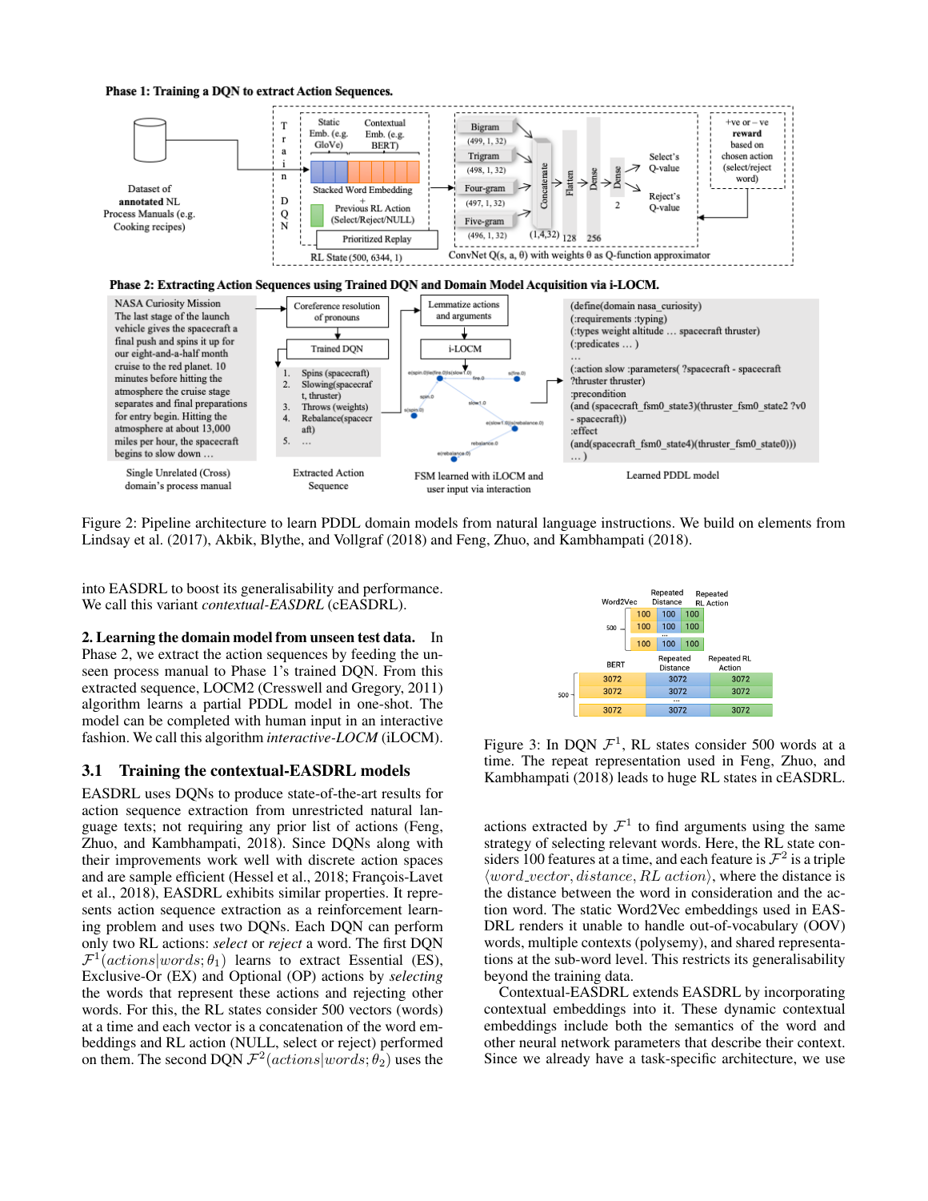Figure 2: Pipeline architecture to learn PDDL domain models from natural language instructions. We build on elements from Lindsay et al. (2017), Akbik, Blythe, and Vollgraf (2018) and Feng, Zhuo, and Kambhampati (2018).

into EASDRL to boost its generalisability and performance. We call this variant *contextual-EASDRL* (cEASDRL).

**2. Learning the domain model from unseen test data.** In Phase 2, we extract the action sequences by feeding the unseen process manual to Phase 1's trained DQN. From this extracted sequence, LOCM2 (Cresswell and Gregory, 2011) algorithm learns a partial PDDL model in one-shot. The model can be completed with human input in an interactive fashion. We call this algorithm *interactive-LOCM* (iLOCM).

## 3.1 Training the contextual-EASDRL models

EASDRL uses DQNs to produce state-of-the-art results for action sequence extraction from unrestricted natural language texts; not requiring any prior list of actions (Feng, Zhuo, and Kambhampati, 2018). Since DQNs along with their improvements work well with discrete action spaces and are sample efficient (Hessel et al., 2018; François-Lavet et al., 2018), EASDRL exhibits similar properties. It represents action sequence extraction as a reinforcement learning problem and uses two DQNs. Each DQN can perform only two RL actions: *select* or *reject* a word. The first DQN $\mathcal{F}^1(actions|words;\theta_1)$ learns to extract Essential (ES), Exclusive-Or (EX) and Optional (OP) actions by *selecting* the words that represent these actions and rejecting other words. For this, the RL states consider 500 vectors (words) at a time and each vector is a concatenation of the word embeddings and RL action (NULL, select or reject) performed on them. The second DQN $\mathcal{F}^2(actions|words;\theta_2)$ uses the actions extracted by $\mathcal{F}^1$ to find arguments using the same strategy of selecting relevant words. Here, the RL state considers 100 features at a time, and each feature is $\mathcal{F}^2$ is a triple $\langle word\_vector, distance, RL\ action\rangle$, where the distance is the distance between the word in consideration and the action word. The static Word2Vec embeddings used in EASDRL renders it unable to handle out-of-vocabulary (OOV) words, multiple contexts (polysemy), and shared representations at the sub-word level. This restricts its generalisability beyond the training data.

Contextual-EASDRL extends EASDRL by incorporating contextual embeddings into it. These dynamic contextual embeddings include both the semantics of the word and other neural network parameters that describe their context. Since we already have a task-specific architecture, we use

Figure 3: In DQN $\mathcal{F}^1$, RL states consider 500 words at a time. The repeat representation used in Feng, Zhuo, and Kambhampati (2018) leads to huge RL states in cEASDRL.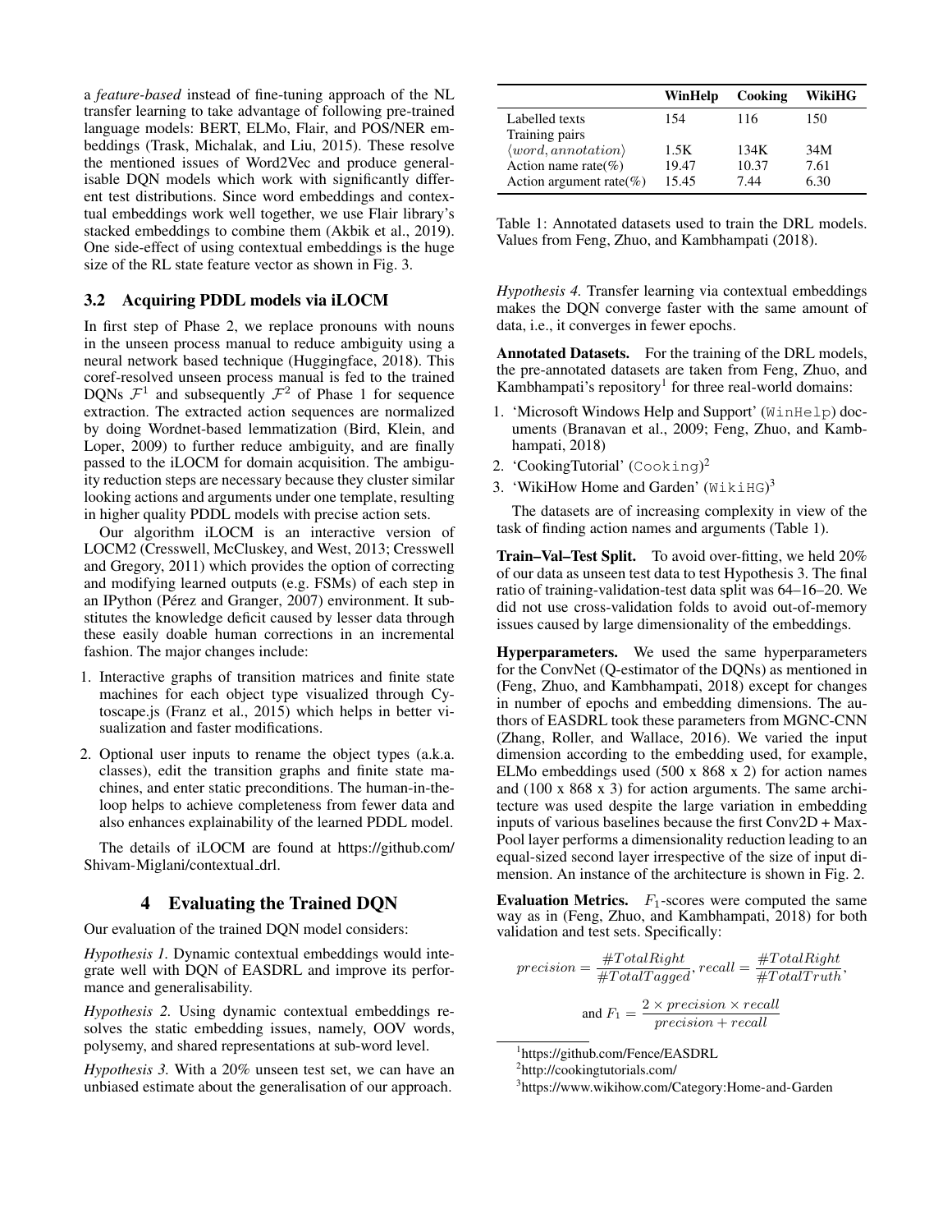a *feature-based* instead of fine-tuning approach of the NL transfer learning to take advantage of following pre-trained language models: BERT, ELMo, Flair, and POS/NER embeddings (Trask, Michalak, and Liu, 2015). These resolve the mentioned issues of Word2Vec and produce generalisable DQN models which work with significantly different test distributions. Since word embeddings and contextual embeddings work well together, we use Flair library's stacked embeddings to combine them (Akbik et al., 2019). One side-effect of using contextual embeddings is the huge size of the RL state feature vector as shown in Fig. 3.

### 3.2 Acquiring PDDL models via iLOCM

In first step of Phase 2, we replace pronouns with nouns in the unseen process manual to reduce ambiguity using a neural network based technique (Huggingface, 2018). This coref-resolved unseen process manual is fed to the trained DQNs $\mathcal{F}^1$ and subsequently $\mathcal{F}^2$ of Phase 1 for sequence extraction. The extracted action sequences are normalized by doing Wordnet-based lemmatization (Bird, Klein, and Loper, 2009) to further reduce ambiguity, and are finally passed to the iLOCM for domain acquisition. The ambiguity reduction steps are necessary because they cluster similar looking actions and arguments under one template, resulting in higher quality PDDL models with precise action sets.

Our algorithm iLOCM is an interactive version of LOCM2 (Cresswell, McCluskey, and West, 2013; Cresswell and Gregory, 2011) which provides the option of correcting and modifying learned outputs (e.g. FSMs) of each step in an IPython (Pérez and Granger, 2007) environment. It substitutes the knowledge deficit caused by lesser data through these easily doable human corrections in an incremental fashion. The major changes include:

1. Interactive graphs of transition matrices and finite state machines for each object type visualized through Cytoscape.js (Franz et al., 2015) which helps in better visualization and faster modifications.
2. Optional user inputs to rename the object types (a.k.a. classes), edit the transition graphs and finite state machines, and enter static preconditions. The human-in-the-loop helps to achieve completeness from fewer data and also enhances explainability of the learned PDDL model.

The details of iLOCM are found at https://github.com/Shivam-Miglani/contextual_drl.

## 4 Evaluating the Trained DQN

Our evaluation of the trained DQN model considers:

*Hypothesis 1.* Dynamic contextual embeddings would integrate well with DQN of EASDRL and improve its performance and generalisability.

*Hypothesis 2.* Using dynamic contextual embeddings resolves the static embedding issues, namely, OOV words, polysemy, and shared representations at sub-word level.

*Hypothesis 3.* With a 20% unseen test set, we can have an unbiased estimate about the generalisation of our approach.

| | WinHelp | Cooking | WikiHG |
|---|---|---|---|
| Labelled texts | 154 | 116 | 150 |
| Training pairs $\langle word, annotation \rangle$ | 1.5K | 134K | 34M |
| Action name rate(%) | 19.47 | 10.37 | 7.61 |
| Action argument rate(%) | 15.45 | 7.44 | 6.30 |

Table 1: Annotated datasets used to train the DRL models. Values from Feng, Zhuo, and Kambhampati (2018).

*Hypothesis 4.* Transfer learning via contextual embeddings makes the DQN converge faster with the same amount of data, i.e., it converges in fewer epochs.

**Annotated Datasets.** For the training of the DRL models, the pre-annotated datasets are taken from Feng, Zhuo, and Kambhampati's repository[1] for three real-world domains:

1. 'Microsoft Windows Help and Support' (`WinHelp`) documents (Branavan et al., 2009; Feng, Zhuo, and Kambhampati, 2018)
2. 'CookingTutorial' (`Cooking`)[2]
3. 'WikiHow Home and Garden' (`WikiHG`)[3]

The datasets are of increasing complexity in view of the task of finding action names and arguments (Table 1).

**Train–Val–Test Split.** To avoid over-fitting, we held 20% of our data as unseen test data to test Hypothesis 3. The final ratio of training-validation-test data split was 64–16–20. We did not use cross-validation folds to avoid out-of-memory issues caused by large dimensionality of the embeddings.

**Hyperparameters.** We used the same hyperparameters for the ConvNet (Q-estimator of the DQNs) as mentioned in (Feng, Zhuo, and Kambhampati, 2018) except for changes in number of epochs and embedding dimensions. The authors of EASDRL took these parameters from MGNC-CNN (Zhang, Roller, and Wallace, 2016). We varied the input dimension according to the embedding used, for example, ELMo embeddings used (500 x 868 x 2) for action names and (100 x 868 x 3) for action arguments. The same architecture was used despite the large variation in embedding inputs of various baselines because the first Conv2D + MaxPool layer performs a dimensionality reduction leading to an equal-sized second layer irrespective of the size of input dimension. An instance of the architecture is shown in Fig. 2.

**Evaluation Metrics.** $F_1$-scores were computed the same way as in (Feng, Zhuo, and Kambhampati, 2018) for both validation and test sets. Specifically:

$$precision = \frac{\#TotalRight}{\#TotalTagged}, recall = \frac{\#TotalRight}{\#TotalTruth},$$

$$\text{and } F_1 = \frac{2 \times precision \times recall}{precision + recall}$$

[1] https://github.com/Fence/EASDRL

[2] http://cookingtutorials.com/

[3] https://www.wikihow.com/Category:Home-and-Garden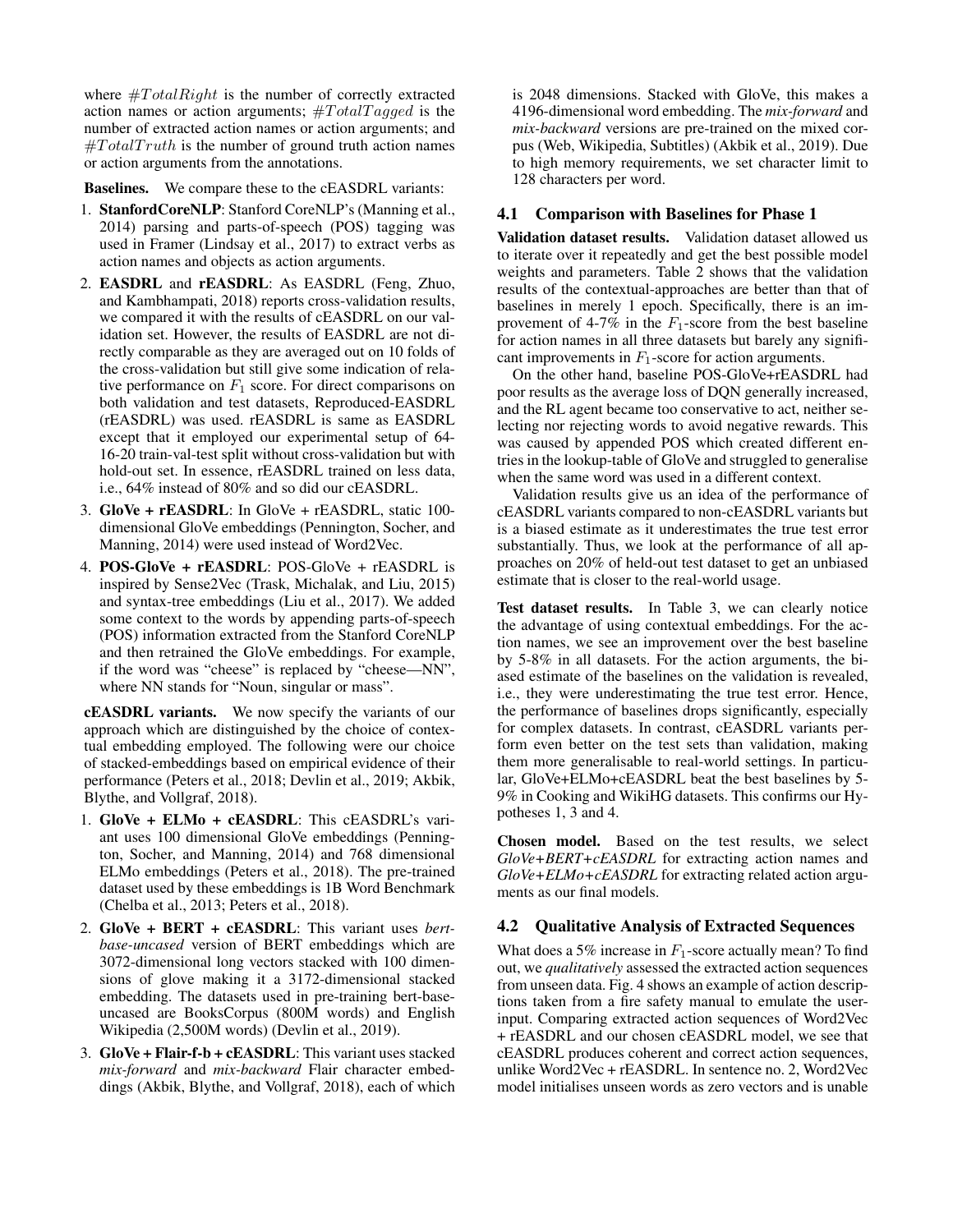where $\#TotalRight$ is the number of correctly extracted action names or action arguments; $\#TotalTagged$ is the number of extracted action names or action arguments; and $\#TotalTruth$ is the number of ground truth action names or action arguments from the annotations.

**Baselines.** We compare these to the cEASDRL variants:

1. **StanfordCoreNLP**: Stanford CoreNLP's (Manning et al., 2014) parsing and parts-of-speech (POS) tagging was used in Framer (Lindsay et al., 2017) to extract verbs as action names and objects as action arguments.
2. **EASDRL** and **rEASDRL**: As EASDRL (Feng, Zhuo, and Kambhampati, 2018) reports cross-validation results, we compared it with the results of cEASDRL on our validation set. However, the results of EASDRL are not directly comparable as they are averaged out on 10 folds of the cross-validation but still give some indication of relative performance on $F_1$ score. For direct comparisons on both validation and test datasets, Reproduced-EASDRL (rEASDRL) was used. rEASDRL is same as EASDRL except that it employed our experimental setup of 64-16-20 train-val-test split without cross-validation but with hold-out set. In essence, rEASDRL trained on less data, i.e., 64% instead of 80% and so did our cEASDRL.
3. **GloVe + rEASDRL**: In GloVe + rEASDRL, static 100-dimensional GloVe embeddings (Pennington, Socher, and Manning, 2014) were used instead of Word2Vec.
4. **POS-GloVe + rEASDRL**: POS-GloVe + rEASDRL is inspired by Sense2Vec (Trask, Michalak, and Liu, 2015) and syntax-tree embeddings (Liu et al., 2017). We added some context to the words by appending parts-of-speech (POS) information extracted from the Stanford CoreNLP and then retrained the GloVe embeddings. For example, if the word was "cheese" is replaced by "cheese—NN", where NN stands for "Noun, singular or mass".

**cEASDRL variants.** We now specify the variants of our approach which are distinguished by the choice of contextual embedding employed. The following were our choice of stacked-embeddings based on empirical evidence of their performance (Peters et al., 2018; Devlin et al., 2019; Akbik, Blythe, and Vollgraf, 2018).

1. **GloVe + ELMo + cEASDRL**: This cEASDRL's variant uses 100 dimensional GloVe embeddings (Pennington, Socher, and Manning, 2014) and 768 dimensional ELMo embeddings (Peters et al., 2018). The pre-trained dataset used by these embeddings is 1B Word Benchmark (Chelba et al., 2013; Peters et al., 2018).
2. **GloVe + BERT + cEASDRL**: This variant uses *bert-base-uncased* version of BERT embeddings which are 3072-dimensional long vectors stacked with 100 dimensions of glove making it a 3172-dimensional stacked embedding. The datasets used in pre-training bert-base-uncased are BooksCorpus (800M words) and English Wikipedia (2,500M words) (Devlin et al., 2019).
3. **GloVe + Flair-f-b + cEASDRL**: This variant uses stacked *mix-forward* and *mix-backward* Flair character embeddings (Akbik, Blythe, and Vollgraf, 2018), each of which is 2048 dimensions. Stacked with GloVe, this makes a 4196-dimensional word embedding. The *mix-forward* and *mix-backward* versions are pre-trained on the mixed corpus (Web, Wikipedia, Subtitles) (Akbik et al., 2019). Due to high memory requirements, we set character limit to 128 characters per word.

## 4.1 Comparison with Baselines for Phase 1

**Validation dataset results.** Validation dataset allowed us to iterate over it repeatedly and get the best possible model weights and parameters. Table 2 shows that the validation results of the contextual-approaches are better than that of baselines in merely 1 epoch. Specifically, there is an improvement of 4-7% in the $F_1$-score from the best baseline for action names in all three datasets but barely any significant improvements in $F_1$-score for action arguments.

On the other hand, baseline POS-GloVe+rEASDRL had poor results as the average loss of DQN generally increased, and the RL agent became too conservative to act, neither selecting nor rejecting words to avoid negative rewards. This was caused by appended POS which created different entries in the lookup-table of GloVe and struggled to generalise when the same word was used in a different context.

Validation results give us an idea of the performance of cEASDRL variants compared to non-cEASDRL variants but is a biased estimate as it underestimates the true test error substantially. Thus, we look at the performance of all approaches on 20% of held-out test dataset to get an unbiased estimate that is closer to the real-world usage.

**Test dataset results.** In Table 3, we can clearly notice the advantage of using contextual embeddings. For the action names, we see an improvement over the best baseline by 5-8% in all datasets. For the action arguments, the biased estimate of the baselines on the validation is revealed, i.e., they were underestimating the true test error. Hence, the performance of baselines drops significantly, especially for complex datasets. In contrast, cEASDRL variants perform even better on the test sets than validation, making them more generalisable to real-world settings. In particular, GloVe+ELMo+cEASDRL beat the best baselines by 5-9% in Cooking and WikiHG datasets. This confirms our Hypotheses 1, 3 and 4.

**Chosen model.** Based on the test results, we select *GloVe+BERT+cEASDRL* for extracting action names and *GloVe+ELMo+cEASDRL* for extracting related action arguments as our final models.

## 4.2 Qualitative Analysis of Extracted Sequences

What does a 5% increase in $F_1$-score actually mean? To find out, we *qualitatively* assessed the extracted action sequences from unseen data. Fig. 4 shows an example of action descriptions taken from a fire safety manual to emulate the user-input. Comparing extracted action sequences of Word2Vec + rEASDRL and our chosen cEASDRL model, we see that cEASDRL produces coherent and correct action sequences, unlike Word2Vec + rEASDRL. In sentence no. 2, Word2Vec model initialises unseen words as zero vectors and is unable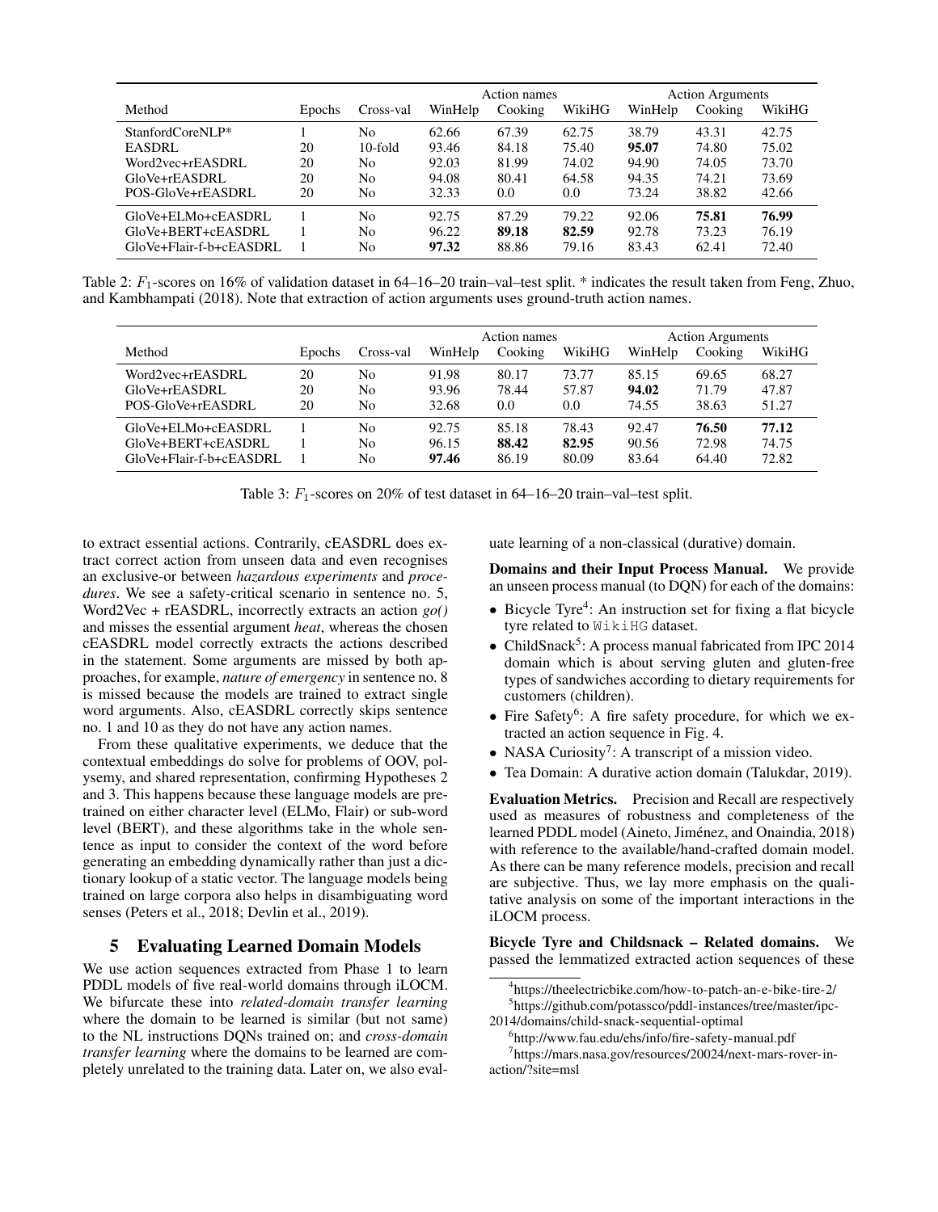| Method | Epochs | Cross-val | Action names | | | Action Arguments | | |
|---|---|---|---|---|---|---|---|---|
| | | | WinHelp | Cooking | WikiHG | WinHelp | Cooking | WikiHG |
| StanfordCoreNLP* | 1 | No | 62.66 | 67.39 | 62.75 | 38.79 | 43.31 | 42.75 |
| EASDRL | 20 | 10-fold | 93.46 | 84.18 | 75.40 | **95.07** | 74.80 | 75.02 |
| Word2vec+rEASDRL | 20 | No | 92.03 | 81.99 | 74.02 | 94.90 | 74.05 | 73.70 |
| GloVe+rEASDRL | 20 | No | 94.08 | 80.41 | 64.58 | 94.35 | 74.21 | 73.69 |
| POS-GloVe+rEASDRL | 20 | No | 32.33 | 0.0 | 0.0 | 73.24 | 38.82 | 42.66 |
| GloVe+ELMo+cEASDRL | 1 | No | 92.75 | 87.29 | 79.22 | 92.06 | **75.81** | **76.99** |
| GloVe+BERT+cEASDRL | 1 | No | 96.22 | **89.18** | **82.59** | 92.78 | 73.23 | 76.19 |
| GloVe+Flair-f-b+cEASDRL | 1 | No | **97.32** | 88.86 | 79.16 | 83.43 | 62.41 | 72.40 |

Table 2: $F_1$-scores on 16% of validation dataset in 64–16–20 train–val–test split. * indicates the result taken from Feng, Zhuo, and Kambhampati (2018). Note that extraction of action arguments uses ground-truth action names.

| Method | Epochs | Cross-val | Action names | | | Action Arguments | | |
|---|---|---|---|---|---|---|---|---|
| | | | WinHelp | Cooking | WikiHG | WinHelp | Cooking | WikiHG |
| Word2vec+rEASDRL | 20 | No | 91.98 | 80.17 | 73.77 | 85.15 | 69.65 | 68.27 |
| GloVe+rEASDRL | 20 | No | 93.96 | 78.44 | 57.87 | **94.02** | 71.79 | 47.87 |
| POS-GloVe+rEASDRL | 20 | No | 32.68 | 0.0 | 0.0 | 74.55 | 38.63 | 51.27 |
| GloVe+ELMo+cEASDRL | 1 | No | 92.75 | 85.18 | 78.43 | 92.47 | **76.50** | **77.12** |
| GloVe+BERT+cEASDRL | 1 | No | 96.15 | **88.42** | **82.95** | 90.56 | 72.98 | 74.75 |
| GloVe+Flair-f-b+cEASDRL | 1 | No | **97.46** | 86.19 | 80.09 | 83.64 | 64.40 | 72.82 |

Table 3: $F_1$-scores on 20% of test dataset in 64–16–20 train–val–test split.

to extract essential actions. Contrarily, cEASDRL does extract correct action from unseen data and even recognises an exclusive-or between *hazardous experiments* and *procedures*. We see a safety-critical scenario in sentence no. 5, Word2Vec + rEASDRL, incorrectly extracts an action *go()* and misses the essential argument *heat*, whereas the chosen cEASDRL model correctly extracts the actions described in the statement. Some arguments are missed by both approaches, for example, *nature of emergency* in sentence no. 8 is missed because the models are trained to extract single word arguments. Also, cEASDRL correctly skips sentence no. 1 and 10 as they do not have any action names.

From these qualitative experiments, we deduce that the contextual embeddings do solve for problems of OOV, polysemy, and shared representation, confirming Hypotheses 2 and 3. This happens because these language models are pre-trained on either character level (ELMo, Flair) or sub-word level (BERT), and these algorithms take in the whole sentence as input to consider the context of the word before generating an embedding dynamically rather than just a dictionary lookup of a static vector. The language models being trained on large corpora also helps in disambiguating word senses (Peters et al., 2018; Devlin et al., 2019).

## 5 Evaluating Learned Domain Models

We use action sequences extracted from Phase 1 to learn PDDL models of five real-world domains through iLOCM. We bifurcate these into *related-domain transfer learning* where the domain to be learned is similar (but not same) to the NL instructions DQNs trained on; and *cross-domain transfer learning* where the domains to be learned are completely unrelated to the training data. Later on, we also evaluate learning of a non-classical (durative) domain.

**Domains and their Input Process Manual.** We provide an unseen process manual (to DQN) for each of the domains:

- Bicycle Tyre[4]: An instruction set for fixing a flat bicycle tyre related to `WikiHG` dataset.
- ChildSnack[5]: A process manual fabricated from IPC 2014 domain which is about serving gluten and gluten-free types of sandwiches according to dietary requirements for customers (children).
- Fire Safety[6]: A fire safety procedure, for which we extracted an action sequence in Fig. 4.
- NASA Curiosity[7]: A transcript of a mission video.
- Tea Domain: A durative action domain (Talukdar, 2019).

**Evaluation Metrics.** Precision and Recall are respectively used as measures of robustness and completeness of the learned PDDL model (Aineto, Jiménez, and Onaindia, 2018) with reference to the available/hand-crafted domain model. As there can be many reference models, precision and recall are subjective. Thus, we lay more emphasis on the qualitative analysis on some of the important interactions in the iLOCM process.

**Bicycle Tyre and Childsnack – Related domains.** We passed the lemmatized extracted action sequences of these

[4]https://theelectricbike.com/how-to-patch-an-e-bike-tire-2/

[5]https://github.com/potassco/pddl-instances/tree/master/ipc-2014/domains/child-snack-sequential-optimal

[6]http://www.fau.edu/ehs/info/fire-safety-manual.pdf

[7]https://mars.nasa.gov/resources/20024/next-mars-rover-in-action/?site=msl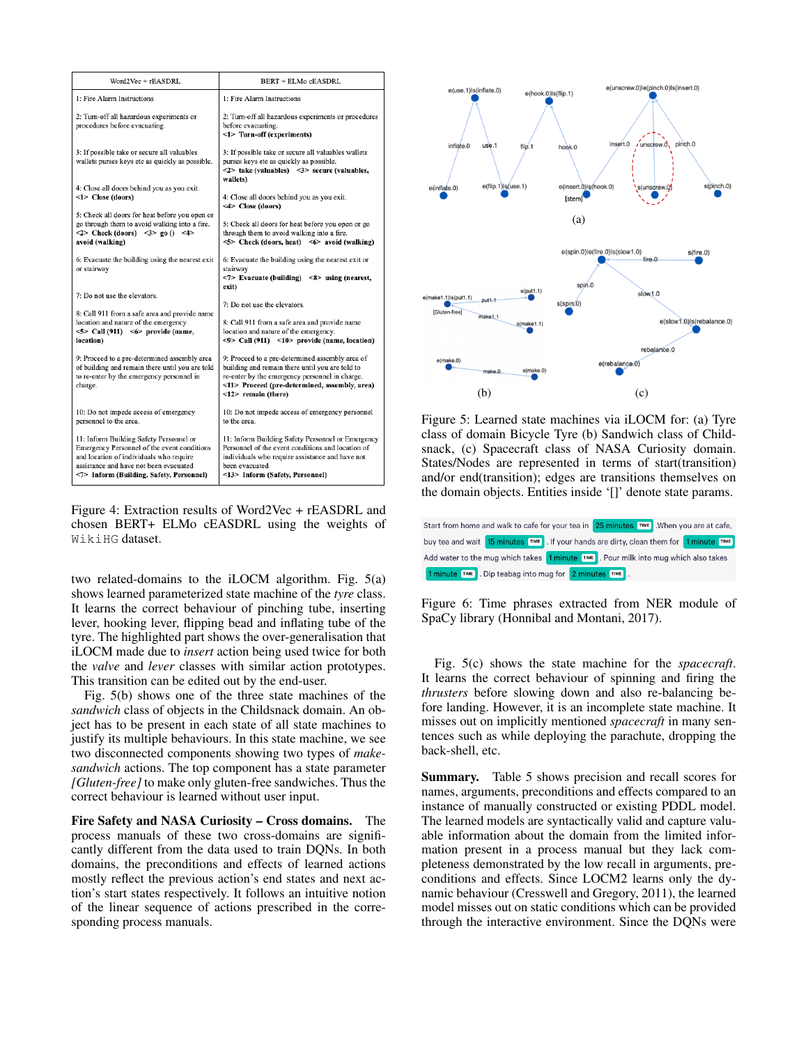| Word2Vec + rEASDRL | BERT + ELMo cEASDRL |
|---|---|
| 1: Fire Alarm Instructions | 1: Fire Alarm Instructions |
| 2: Turn-off all hazardous experiments or procedures before evacuating. | 2: Turn-off all hazardous experiments or procedures before evacuating. **<1> Turn-off (experiments)** |
| 3: If possible take or secure all valuables wallets purses keys etc as quickly as possible. | 3: If possible take or secure all valuables wallets purses keys etc as quickly as possible. **<2> take (valuables) <3> secure (valuables, wallets)** |
| 4: Close all doors behind you as you exit. **<1> Close (doors)** | 4: Close all doors behind you as you exit. **<4> Close (doors)** |
| 5: Check all doors for heat before you open or go through them to avoid walking into a fire. **<2> Check (doors) <3> go () <4> avoid (walking)** | 5: Check all doors for heat before you open or go through them to avoid walking into a fire. **<5> Check (doors, heat) <6> avoid (walking)** |
| 6: Evacuate the building using the nearest exit or stairway | 6: Evacuate the building using the nearest exit or stairway **<7> Evacuate (building) <8> using (nearest, exit)** |
| 7: Do not use the elevators. | 7: Do not use the elevators. |
| 8: Call 911 from a safe area and provide name location and nature of the emergency. **<5> Call (911) <6> provide (name, location)** | 8: Call 911 from a safe area and provide name location and nature of the emergency. **<9> Call (911) <10> provide (name, location)** |
| 9: Proceed to a pre-determined assembly area of building and remain there until you are told to re-enter by the emergency personnel in charge. | 9: Proceed to a pre-determined assembly area of building and remain there until you are told to re-enter by the emergency personnel in charge. **<11> Proceed (pre-determined, assembly, area) <12> remain (there)** |
| 10: Do not impede access of emergency personnel to the area. | 10: Do not impede access of emergency personnel to the area. |
| 11: Inform Building Safety Personnel or Emergency Personnel of the event conditions and location of individuals who require assistance and have not been evacuated **<7> Inform (Building, Safety, Personnel)** | 11: Inform Building Safety Personnel or Emergency Personnel of the event conditions and location of individuals who require assistance and have not been evacuated **<13> Inform (Safety, Personnel)** |

Figure 4: Extraction results of Word2Vec + rEASDRL and chosen BERT+ ELMo cEASDRL using the weights of WikiHG dataset.

two related-domains to the iLOCM algorithm. Fig. 5(a) shows learned parameterized state machine of the *tyre* class. It learns the correct behaviour of pinching tube, inserting lever, hooking lever, flipping bead and inflating tube of the tyre. The highlighted part shows the over-generalisation that iLOCM made due to *insert* action being used twice for both the *valve* and *lever* classes with similar action prototypes. This transition can be edited out by the end-user.

Fig. 5(b) shows one of the three state machines of the *sandwich* class of objects in the Childsnack domain. An object has to be present in each state of all state machines to justify its multiple behaviours. In this state machine, we see two disconnected components showing two types of *make-sandwich* actions. The top component has a state parameter *[Gluten-free]* to make only gluten-free sandwiches. Thus the correct behaviour is learned without user input.

**Fire Safety and NASA Curiosity – Cross domains.** The process manuals of these two cross-domains are significantly different from the data used to train DQNs. In both domains, the preconditions and effects of learned actions mostly reflect the previous action's end states and next action's start states respectively. It follows an intuitive notion of the linear sequence of actions prescribed in the corresponding process manuals.

Figure 5: Learned state machines via iLOCM for: (a) Tyre class of domain Bicycle Tyre (b) Sandwich class of Childsnack, (c) Spacecraft class of NASA Curiosity domain. States/Nodes are represented in terms of start(transition) and/or end(transition); edges are transitions themselves on the domain objects. Entities inside '[]' denote state params.

Figure 6: Time phrases extracted from NER module of SpaCy library (Honnibal and Montani, 2017).

Fig. 5(c) shows the state machine for the *spacecraft*. It learns the correct behaviour of spinning and firing the *thrusters* before slowing down and also re-balancing before landing. However, it is an incomplete state machine. It misses out on implicitly mentioned *spacecraft* in many sentences such as while deploying the parachute, dropping the back-shell, etc.

**Summary.** Table 5 shows precision and recall scores for names, arguments, preconditions and effects compared to an instance of manually constructed or existing PDDL model. The learned models are syntactically valid and capture valuable information about the domain from the limited information present in a process manual but they lack completeness demonstrated by the low recall in arguments, preconditions and effects. Since LOCM2 learns only the dynamic behaviour (Cresswell and Gregory, 2011), the learned model misses out on static conditions which can be provided through the interactive environment. Since the DQNs were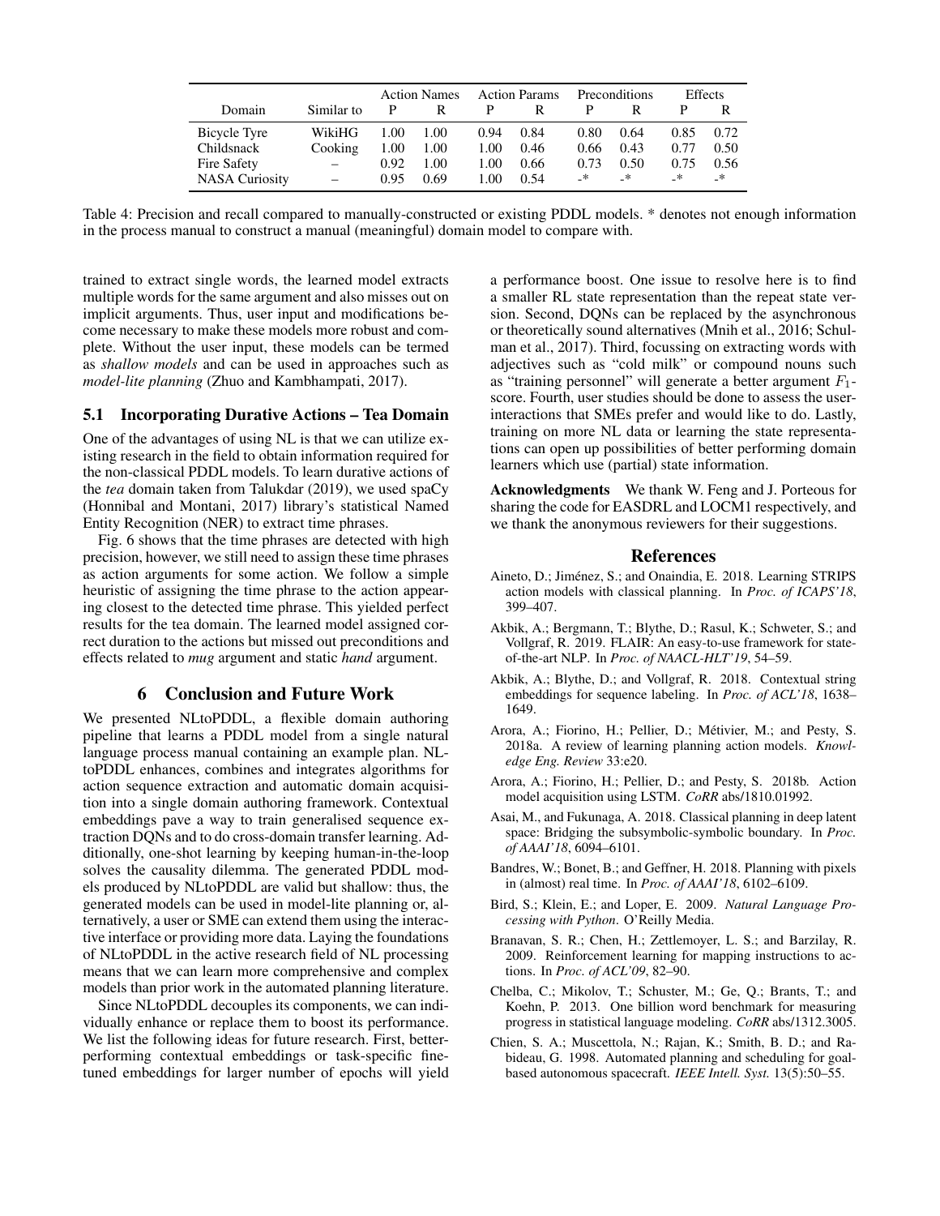| Domain | Similar to | Action Names |  | Action Params |  | Preconditions |  | Effects |  |
|---|---|---|---|---|---|---|---|---|---|
|  |  | P | R | P | R | P | R | P | R |
| Bicycle Tyre | WikiHG | 1.00 | 1.00 | 0.94 | 0.84 | 0.80 | 0.64 | 0.85 | 0.72 |
| Childsnack | Cooking | 1.00 | 1.00 | 1.00 | 0.46 | 0.66 | 0.43 | 0.77 | 0.50 |
| Fire Safety | – | 0.92 | 1.00 | 1.00 | 0.66 | 0.73 | 0.50 | 0.75 | 0.56 |
| NASA Curiosity | – | 0.95 | 0.69 | 1.00 | 0.54 | -* | -* | -* | -* |

Table 4: Precision and recall compared to manually-constructed or existing PDDL models. * denotes not enough information in the process manual to construct a manual (meaningful) domain model to compare with.

trained to extract single words, the learned model extracts multiple words for the same argument and also misses out on implicit arguments. Thus, user input and modifications become necessary to make these models more robust and complete. Without the user input, these models can be termed as *shallow models* and can be used in approaches such as *model-lite planning* (Zhuo and Kambhampati, 2017).

### 5.1 Incorporating Durative Actions – Tea Domain

One of the advantages of using NL is that we can utilize existing research in the field to obtain information required for the non-classical PDDL models. To learn durative actions of the *tea* domain taken from Talukdar (2019), we used spaCy (Honnibal and Montani, 2017) library's statistical Named Entity Recognition (NER) to extract time phrases.

Fig. 6 shows that the time phrases are detected with high precision, however, we still need to assign these time phrases as action arguments for some action. We follow a simple heuristic of assigning the time phrase to the action appearing closest to the detected time phrase. This yielded perfect results for the tea domain. The learned model assigned correct duration to the actions but missed out preconditions and effects related to *mug* argument and static *hand* argument.

## 6 Conclusion and Future Work

We presented NLtoPDDL, a flexible domain authoring pipeline that learns a PDDL model from a single natural language process manual containing an example plan. NLtoPDDL enhances, combines and integrates algorithms for action sequence extraction and automatic domain acquisition into a single domain authoring framework. Contextual embeddings pave a way to train generalised sequence extraction DQNs and to do cross-domain transfer learning. Additionally, one-shot learning by keeping human-in-the-loop solves the causality dilemma. The generated PDDL models produced by NLtoPDDL are valid but shallow: thus, the generated models can be used in model-lite planning or, alternatively, a user or SME can extend them using the interactive interface or providing more data. Laying the foundations of NLtoPDDL in the active research field of NL processing means that we can learn more comprehensive and complex models than prior work in the automated planning literature.

Since NLtoPDDL decouples its components, we can individually enhance or replace them to boost its performance. We list the following ideas for future research. First, better-performing contextual embeddings or task-specific fine-tuned embeddings for larger number of epochs will yield a performance boost. One issue to resolve here is to find a smaller RL state representation than the repeat state version. Second, DQNs can be replaced by the asynchronous or theoretically sound alternatives (Mnih et al., 2016; Schulman et al., 2017). Third, focussing on extracting words with adjectives such as "cold milk" or compound nouns such as "training personnel" will generate a better argument $F_1$-score. Fourth, user studies should be done to assess the user-interactions that SMEs prefer and would like to do. Lastly, training on more NL data or learning the state representations can open up possibilities of better performing domain learners which use (partial) state information.

**Acknowledgments** We thank W. Feng and J. Porteous for sharing the code for EASDRL and LOCM1 respectively, and we thank the anonymous reviewers for their suggestions.

## References

Aineto, D.; Jiménez, S.; and Onaindia, E. 2018. Learning STRIPS action models with classical planning. In *Proc. of ICAPS'18*, 399–407.

Akbik, A.; Bergmann, T.; Blythe, D.; Rasul, K.; Schweter, S.; and Vollgraf, R. 2019. FLAIR: An easy-to-use framework for state-of-the-art NLP. In *Proc. of NAACL-HLT'19*, 54–59.

Akbik, A.; Blythe, D.; and Vollgraf, R. 2018. Contextual string embeddings for sequence labeling. In *Proc. of ACL'18*, 1638–1649.

Arora, A.; Fiorino, H.; Pellier, D.; Métivier, M.; and Pesty, S. 2018a. A review of learning planning action models. *Knowledge Eng. Review* 33:e20.

Arora, A.; Fiorino, H.; Pellier, D.; and Pesty, S. 2018b. Action model acquisition using LSTM. *CoRR* abs/1810.01992.

Asai, M., and Fukunaga, A. 2018. Classical planning in deep latent space: Bridging the subsymbolic-symbolic boundary. In *Proc. of AAAI'18*, 6094–6101.

Bandres, W.; Bonet, B.; and Geffner, H. 2018. Planning with pixels in (almost) real time. In *Proc. of AAAI'18*, 6102–6109.

Bird, S.; Klein, E.; and Loper, E. 2009. *Natural Language Processing with Python*. O'Reilly Media.

Branavan, S. R.; Chen, H.; Zettlemoyer, L. S.; and Barzilay, R. 2009. Reinforcement learning for mapping instructions to actions. In *Proc. of ACL'09*, 82–90.

Chelba, C.; Mikolov, T.; Schuster, M.; Ge, Q.; Brants, T.; and Koehn, P. 2013. One billion word benchmark for measuring progress in statistical language modeling. *CoRR* abs/1312.3005.

Chien, S. A.; Muscettola, N.; Rajan, K.; Smith, B. D.; and Rabideau, G. 1998. Automated planning and scheduling for goal-based autonomous spacecraft. *IEEE Intell. Syst.* 13(5):50–55.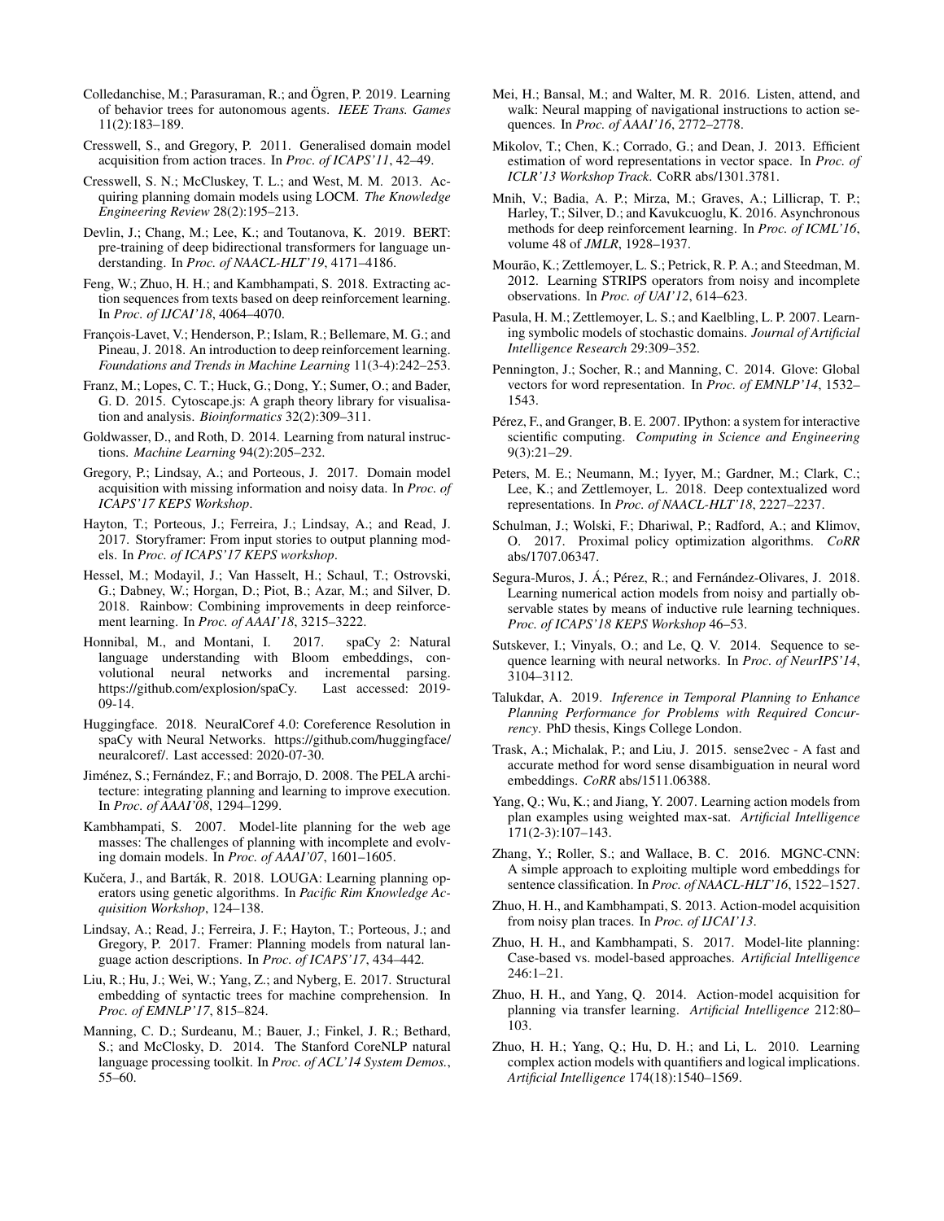Colledanchise, M.; Parasuraman, R.; and Ögren, P. 2019. Learning of behavior trees for autonomous agents. *IEEE Trans. Games* 11(2):183–189.

Cresswell, S., and Gregory, P. 2011. Generalised domain model acquisition from action traces. In *Proc. of ICAPS'11*, 42–49.

Cresswell, S. N.; McCluskey, T. L.; and West, M. M. 2013. Acquiring planning domain models using LOCM. *The Knowledge Engineering Review* 28(2):195–213.

Devlin, J.; Chang, M.; Lee, K.; and Toutanova, K. 2019. BERT: pre-training of deep bidirectional transformers for language understanding. In *Proc. of NAACL-HLT'19*, 4171–4186.

Feng, W.; Zhuo, H. H.; and Kambhampati, S. 2018. Extracting action sequences from texts based on deep reinforcement learning. In *Proc. of IJCAI'18*, 4064–4070.

François-Lavet, V.; Henderson, P.; Islam, R.; Bellemare, M. G.; and Pineau, J. 2018. An introduction to deep reinforcement learning. *Foundations and Trends in Machine Learning* 11(3-4):242–253.

Franz, M.; Lopes, C. T.; Huck, G.; Dong, Y.; Sumer, O.; and Bader, G. D. 2015. Cytoscape.js: A graph theory library for visualisation and analysis. *Bioinformatics* 32(2):309–311.

Goldwasser, D., and Roth, D. 2014. Learning from natural instructions. *Machine Learning* 94(2):205–232.

Gregory, P.; Lindsay, A.; and Porteous, J. 2017. Domain model acquisition with missing information and noisy data. In *Proc. of ICAPS'17 KEPS Workshop*.

Hayton, T.; Porteous, J.; Ferreira, J.; Lindsay, A.; and Read, J. 2017. Storyframer: From input stories to output planning models. In *Proc. of ICAPS'17 KEPS workshop*.

Hessel, M.; Modayil, J.; Van Hasselt, H.; Schaul, T.; Ostrovski, G.; Dabney, W.; Horgan, D.; Piot, B.; Azar, M.; and Silver, D. 2018. Rainbow: Combining improvements in deep reinforcement learning. In *Proc. of AAAI'18*, 3215–3222.

Honnibal, M., and Montani, I. 2017. spaCy 2: Natural language understanding with Bloom embeddings, convolutional neural networks and incremental parsing. https://github.com/explosion/spaCy. Last accessed: 2019-09-14.

Huggingface. 2018. NeuralCoref 4.0: Coreference Resolution in spaCy with Neural Networks. https://github.com/huggingface/neuralcoref/. Last accessed: 2020-07-30.

Jiménez, S.; Fernández, F.; and Borrajo, D. 2008. The PELA architecture: integrating planning and learning to improve execution. In *Proc. of AAAI'08*, 1294–1299.

Kambhampati, S. 2007. Model-lite planning for the web age masses: The challenges of planning with incomplete and evolving domain models. In *Proc. of AAAI'07*, 1601–1605.

Kučera, J., and Barták, R. 2018. LOUGA: Learning planning operators using genetic algorithms. In *Pacific Rim Knowledge Acquisition Workshop*, 124–138.

Lindsay, A.; Read, J.; Ferreira, J. F.; Hayton, T.; Porteous, J.; and Gregory, P. 2017. Framer: Planning models from natural language action descriptions. In *Proc. of ICAPS'17*, 434–442.

Liu, R.; Hu, J.; Wei, W.; Yang, Z.; and Nyberg, E. 2017. Structural embedding of syntactic trees for machine comprehension. In *Proc. of EMNLP'17*, 815–824.

Manning, C. D.; Surdeanu, M.; Bauer, J.; Finkel, J. R.; Bethard, S.; and McClosky, D. 2014. The Stanford CoreNLP natural language processing toolkit. In *Proc. of ACL'14 System Demos.*, 55–60.

Mei, H.; Bansal, M.; and Walter, M. R. 2016. Listen, attend, and walk: Neural mapping of navigational instructions to action sequences. In *Proc. of AAAI'16*, 2772–2778.

Mikolov, T.; Chen, K.; Corrado, G.; and Dean, J. 2013. Efficient estimation of word representations in vector space. In *Proc. of ICLR'13 Workshop Track*. CoRR abs/1301.3781.

Mnih, V.; Badia, A. P.; Mirza, M.; Graves, A.; Lillicrap, T. P.; Harley, T.; Silver, D.; and Kavukcuoglu, K. 2016. Asynchronous methods for deep reinforcement learning. In *Proc. of ICML'16*, volume 48 of *JMLR*, 1928–1937.

Mourão, K.; Zettlemoyer, L. S.; Petrick, R. P. A.; and Steedman, M. 2012. Learning STRIPS operators from noisy and incomplete observations. In *Proc. of UAI'12*, 614–623.

Pasula, H. M.; Zettlemoyer, L. S.; and Kaelbling, L. P. 2007. Learning symbolic models of stochastic domains. *Journal of Artificial Intelligence Research* 29:309–352.

Pennington, J.; Socher, R.; and Manning, C. 2014. Glove: Global vectors for word representation. In *Proc. of EMNLP'14*, 1532–1543.

Pérez, F., and Granger, B. E. 2007. IPython: a system for interactive scientific computing. *Computing in Science and Engineering* 9(3):21–29.

Peters, M. E.; Neumann, M.; Iyyer, M.; Gardner, M.; Clark, C.; Lee, K.; and Zettlemoyer, L. 2018. Deep contextualized word representations. In *Proc. of NAACL-HLT'18*, 2227–2237.

Schulman, J.; Wolski, F.; Dhariwal, P.; Radford, A.; and Klimov, O. 2017. Proximal policy optimization algorithms. *CoRR* abs/1707.06347.

Segura-Muros, J. Á.; Pérez, R.; and Fernández-Olivares, J. 2018. Learning numerical action models from noisy and partially observable states by means of inductive rule learning techniques. *Proc. of ICAPS'18 KEPS Workshop* 46–53.

Sutskever, I.; Vinyals, O.; and Le, Q. V. 2014. Sequence to sequence learning with neural networks. In *Proc. of NeurIPS'14*, 3104–3112.

Talukdar, A. 2019. *Inference in Temporal Planning to Enhance Planning Performance for Problems with Required Concurrency*. PhD thesis, Kings College London.

Trask, A.; Michalak, P.; and Liu, J. 2015. sense2vec - A fast and accurate method for word sense disambiguation in neural word embeddings. *CoRR* abs/1511.06388.

Yang, Q.; Wu, K.; and Jiang, Y. 2007. Learning action models from plan examples using weighted max-sat. *Artificial Intelligence* 171(2-3):107–143.

Zhang, Y.; Roller, S.; and Wallace, B. C. 2016. MGNC-CNN: A simple approach to exploiting multiple word embeddings for sentence classification. In *Proc. of NAACL-HLT'16*, 1522–1527.

Zhuo, H. H., and Kambhampati, S. 2013. Action-model acquisition from noisy plan traces. In *Proc. of IJCAI'13*.

Zhuo, H. H., and Kambhampati, S. 2017. Model-lite planning: Case-based vs. model-based approaches. *Artificial Intelligence* 246:1–21.

Zhuo, H. H., and Yang, Q. 2014. Action-model acquisition for planning via transfer learning. *Artificial Intelligence* 212:80–103.

Zhuo, H. H.; Yang, Q.; Hu, D. H.; and Li, L. 2010. Learning complex action models with quantifiers and logical implications. *Artificial Intelligence* 174(18):1540–1569.